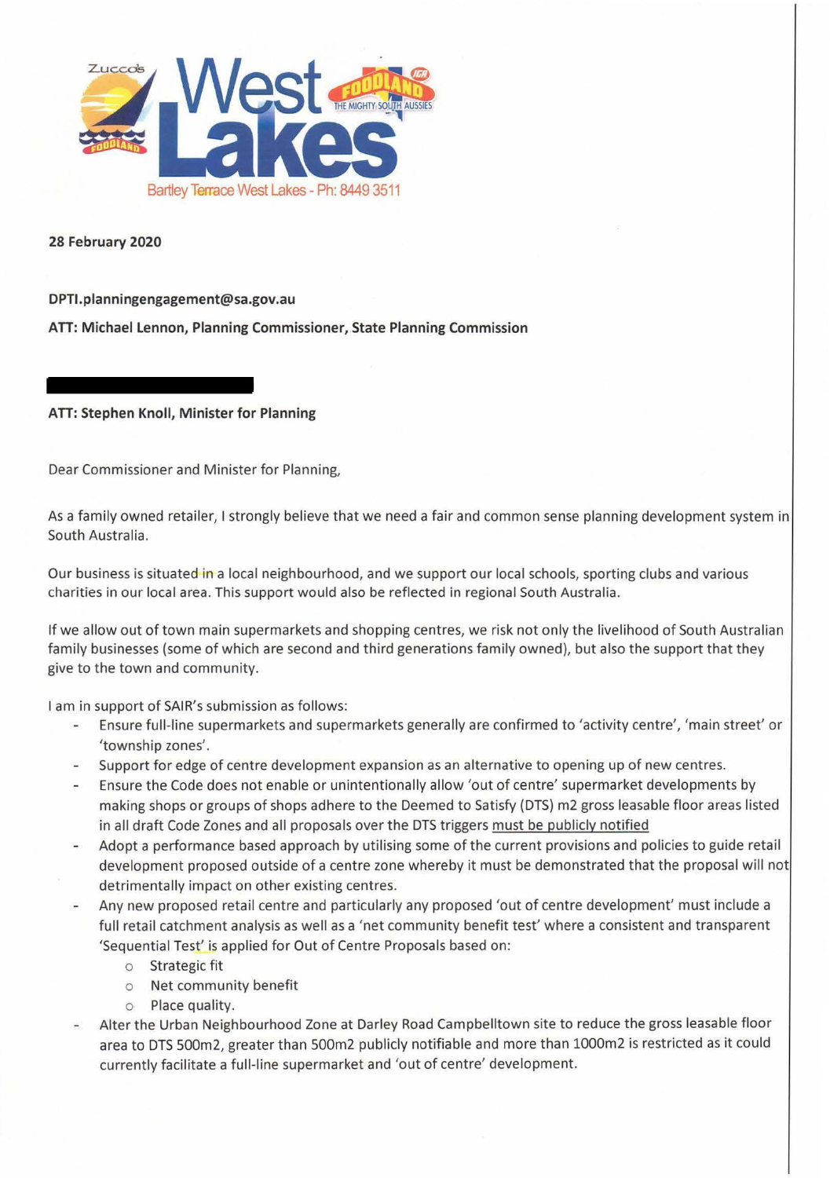Zucco's West Lakes FOODLAND IGA THE MIGHTY SOUTH AUSSIES

Bartley Terrace West Lakes - Ph: 8449 3511

**28 February 2020**

**DPTI.planningengagement@sa.gov.au**

**ATT: Michael Lennon, Planning Commissioner, State Planning Commission**

**ATT: Stephen Knoll, Minister for Planning**

Dear Commissioner and Minister for Planning,

As a family owned retailer, I strongly believe that we need a fair and common sense planning development system in South Australia.

Our business is situated in a local neighbourhood, and we support our local schools, sporting clubs and various charities in our local area. This support would also be reflected in regional South Australia.

If we allow out of town main supermarkets and shopping centres, we risk not only the livelihood of South Australian family businesses (some of which are second and third generations family owned), but also the support that they give to the town and community.

I am in support of SAIR's submission as follows:

- Ensure full-line supermarkets and supermarkets generally are confirmed to 'activity centre', 'main street' or 'township zones'.
- Support for edge of centre development expansion as an alternative to opening up of new centres.
- Ensure the Code does not enable or unintentionally allow 'out of centre' supermarket developments by making shops or groups of shops adhere to the Deemed to Satisfy (DTS) m2 gross leasable floor areas listed in all draft Code Zones and all proposals over the DTS triggers <u>must be publicly notified</u>
- Adopt a performance based approach by utilising some of the current provisions and policies to guide retail development proposed outside of a centre zone whereby it must be demonstrated that the proposal will not detrimentally impact on other existing centres.
- Any new proposed retail centre and particularly any proposed 'out of centre development' must include a full retail catchment analysis as well as a 'net community benefit test' where a consistent and transparent 'Sequential Test' is applied for Out of Centre Proposals based on:
  - Strategic fit
  - Net community benefit
  - Place quality.
- Alter the Urban Neighbourhood Zone at Darley Road Campbelltown site to reduce the gross leasable floor area to DTS 500m2, greater than 500m2 publicly notifiable and more than 1000m2 is restricted as it could currently facilitate a full-line supermarket and 'out of centre' development.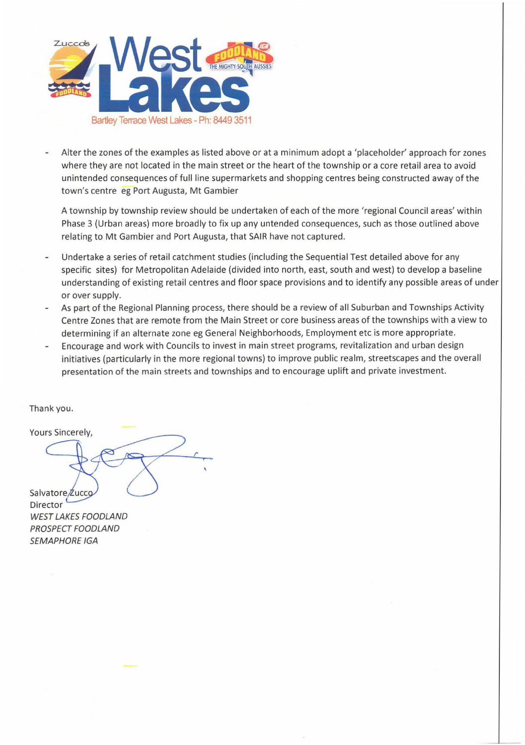Zucco's West Lakes FOODLAND IGA THE MIGHTY SOUTH AUSSIES

Bartley Terrace West Lakes - Ph: 8449 3511

- Alter the zones of the examples as listed above or at a minimum adopt a 'placeholder' approach for zones where they are not located in the main street or the heart of the township or a core retail area to avoid unintended consequences of full line supermarkets and shopping centres being constructed away of the town's centre eg Port Augusta, Mt Gambier

  A township by township review should be undertaken of each of the more 'regional Council areas' within Phase 3 (Urban areas) more broadly to fix up any untended consequences, such as those outlined above relating to Mt Gambier and Port Augusta, that SAIR have not captured.

- Undertake a series of retail catchment studies (including the Sequential Test detailed above for any specific sites) for Metropolitan Adelaide (divided into north, east, south and west) to develop a baseline understanding of existing retail centres and floor space provisions and to identify any possible areas of under or over supply.
- As part of the Regional Planning process, there should be a review of all Suburban and Townships Activity Centre Zones that are remote from the Main Street or core business areas of the townships with a view to determining if an alternate zone eg General Neighborhoods, Employment etc is more appropriate.
- Encourage and work with Councils to invest in main street programs, revitalization and urban design initiatives (particularly in the more regional towns) to improve public realm, streetscapes and the overall presentation of the main streets and townships and to encourage uplift and private investment.

Thank you.

Yours Sincerely,

Salvatore Zucco
Director
*WEST LAKES FOODLAND*
*PROSPECT FOODLAND*
*SEMAPHORE IGA*